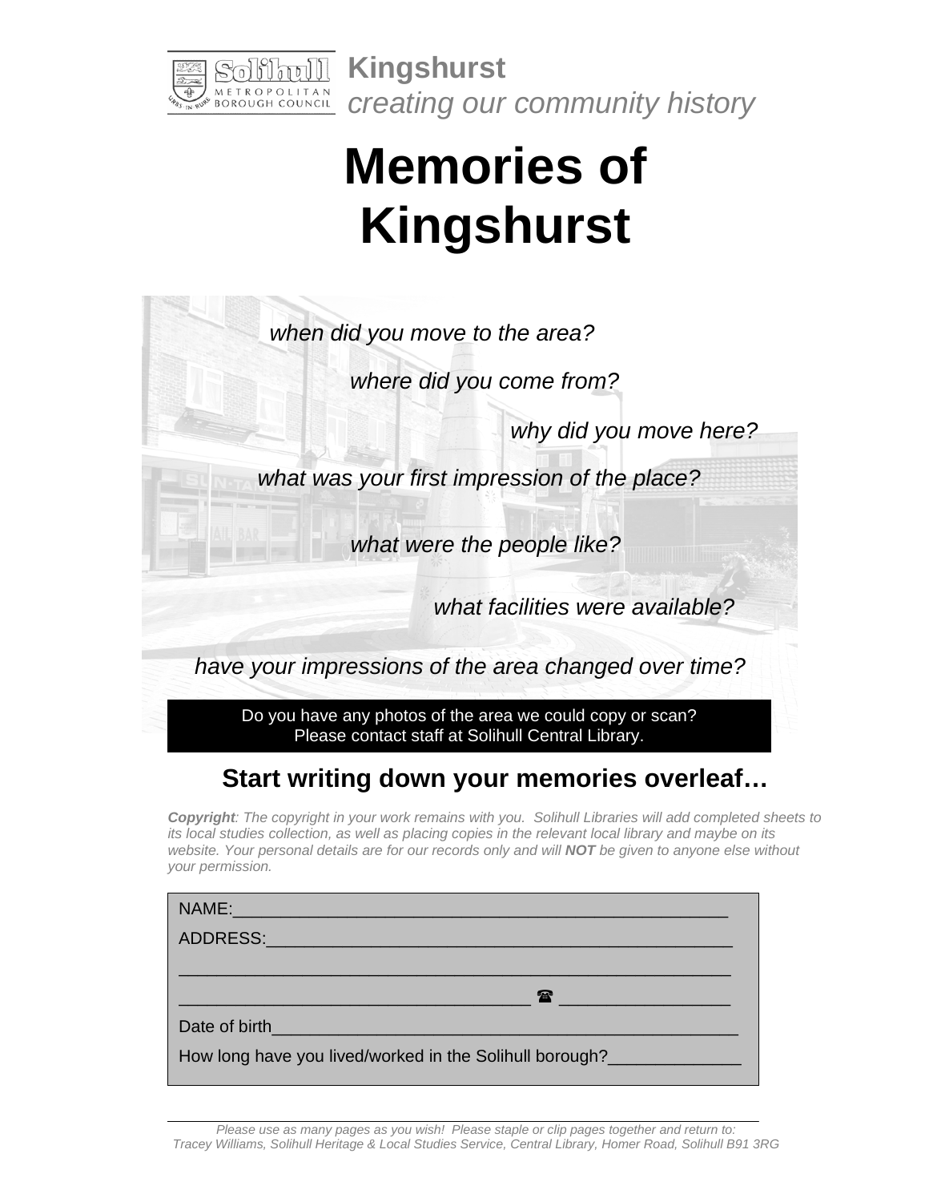**Kingshurst**
*creating our community history*

# Memories of Kingshurst

*when did you move to the area?*

*where did you come from?*

*why did you move here?*

*what was your first impression of the place?*

*what were the people like?*

*what facilities were available?*

*have your impressions of the area changed over time?*

Do you have any photos of the area we could copy or scan?
Please contact staff at Solihull Central Library.

## Start writing down your memories overleaf…

***Copyright**: The copyright in your work remains with you. Solihull Libraries will add completed sheets to its local studies collection, as well as placing copies in the relevant local library and maybe on its website. Your personal details are for our records only and will **NOT** be given to anyone else without your permission.*

NAME:___________________________________________________

ADDRESS:_______________________________________________

_______________________________________________________

___________________________________ ☎ _________________

Date of birth_____________________________________________

How long have you lived/worked in the Solihull borough?______________

*Please use as many pages as you wish! Please staple or clip pages together and return to:*
*Tracey Williams, Solihull Heritage & Local Studies Service, Central Library, Homer Road, Solihull B91 3RG*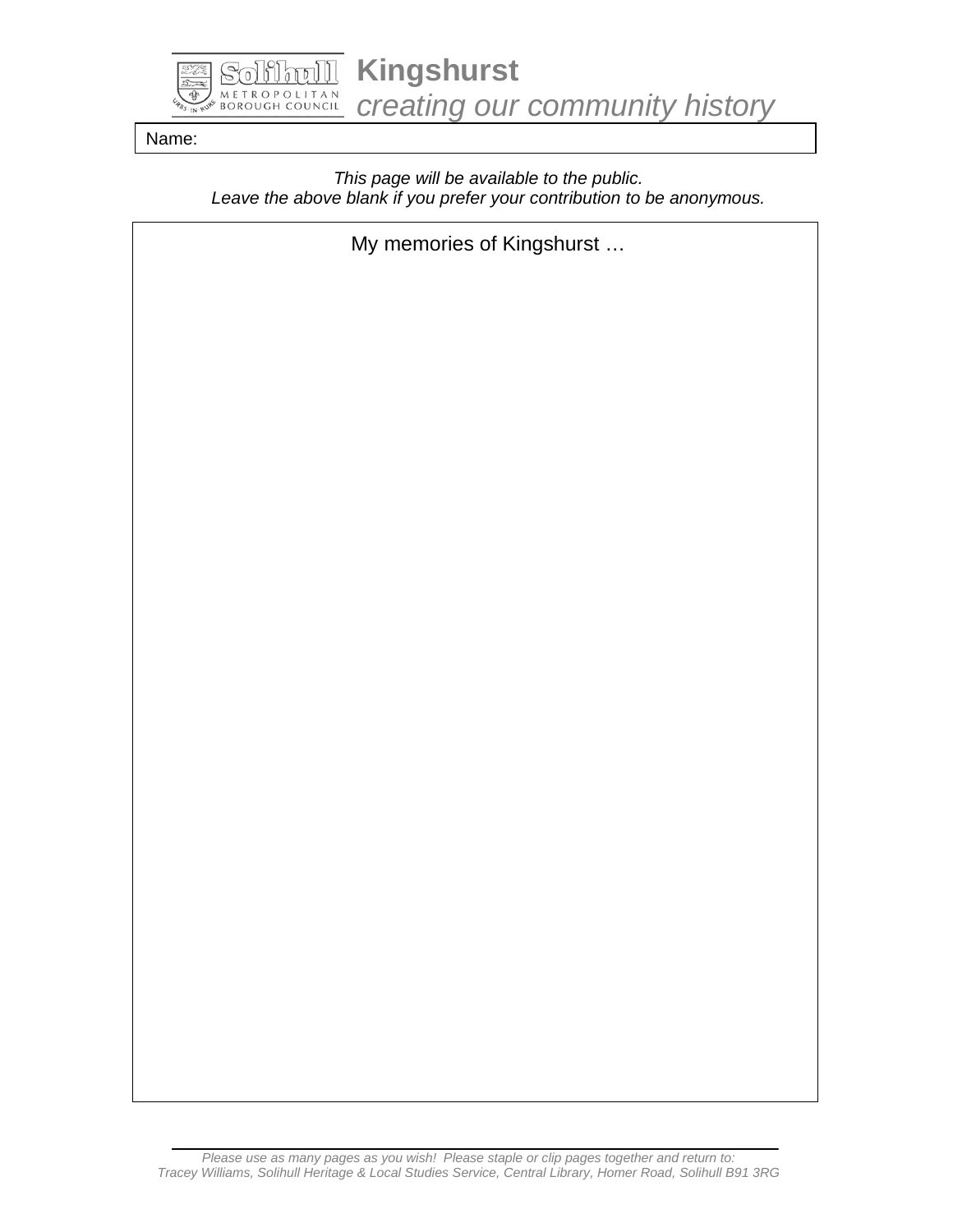Solihull Metropolitan Borough Council

# Kingshurst

*creating our community history*

Name:

*This page will be available to the public.*
*Leave the above blank if you prefer your contribution to be anonymous.*

My memories of Kingshurst …

*Please use as many pages as you wish! Please staple or clip pages together and return to:*
*Tracey Williams, Solihull Heritage & Local Studies Service, Central Library, Homer Road, Solihull B91 3RG*